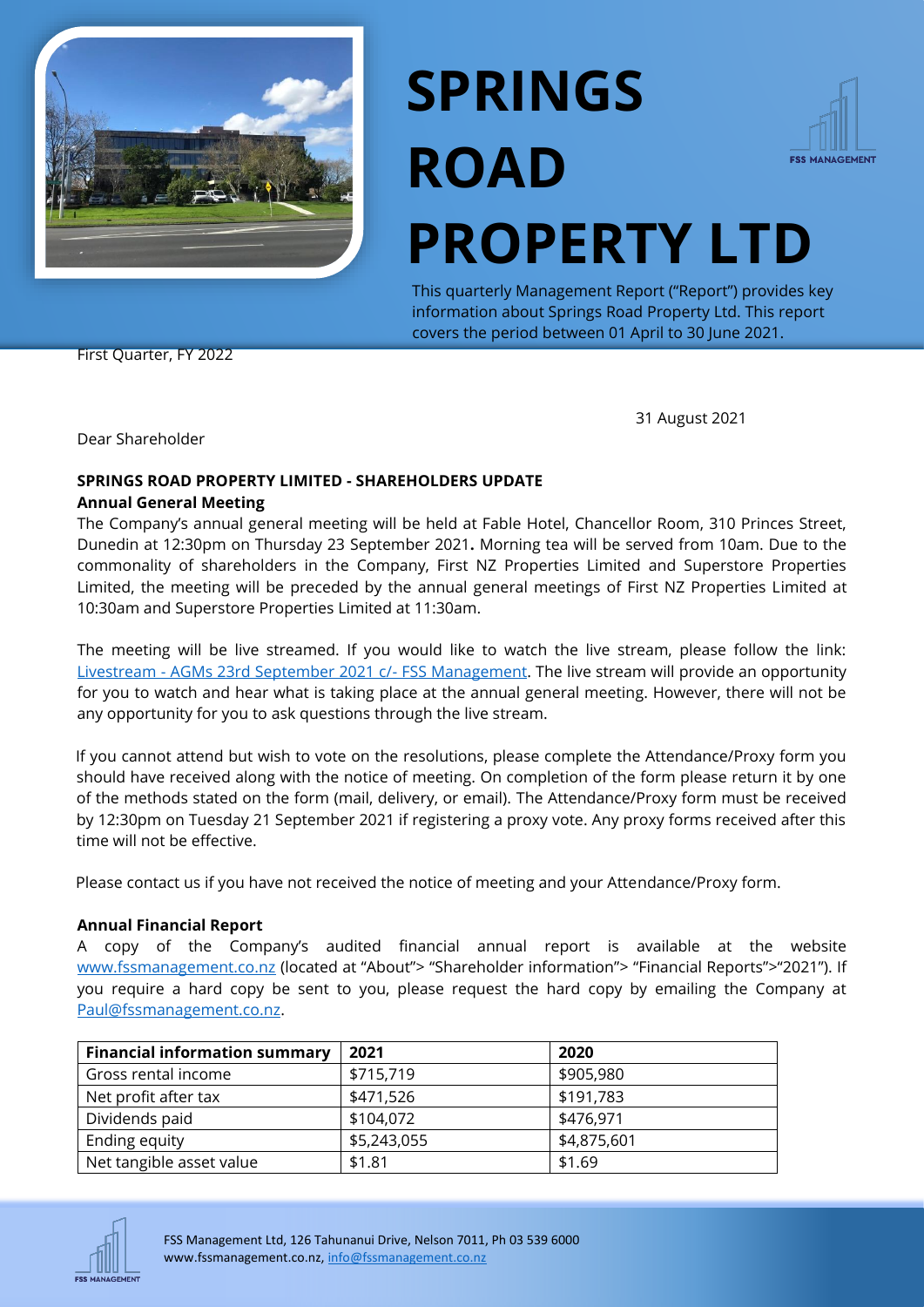# SPRINGS ROAD PROPERTY LTD

This quarterly Management Report ("Report") provides key information about Springs Road Property Ltd. This report covers the period between 01 April to 30 June 2021.

First Quarter, FY 2022

31 August 2021

Dear Shareholder

**SPRINGS ROAD PROPERTY LIMITED - SHAREHOLDERS UPDATE**

**Annual General Meeting**

The Company's annual general meeting will be held at Fable Hotel, Chancellor Room, 310 Princes Street, Dunedin at 12:30pm on Thursday 23 September 2021**.** Morning tea will be served from 10am. Due to the commonality of shareholders in the Company, First NZ Properties Limited and Superstore Properties Limited, the meeting will be preceded by the annual general meetings of First NZ Properties Limited at 10:30am and Superstore Properties Limited at 11:30am.

The meeting will be live streamed. If you would like to watch the live stream, please follow the link: Livestream - AGMs 23rd September 2021 c/- FSS Management. The live stream will provide an opportunity for you to watch and hear what is taking place at the annual general meeting. However, there will not be any opportunity for you to ask questions through the live stream.

If you cannot attend but wish to vote on the resolutions, please complete the Attendance/Proxy form you should have received along with the notice of meeting. On completion of the form please return it by one of the methods stated on the form (mail, delivery, or email). The Attendance/Proxy form must be received by 12:30pm on Tuesday 21 September 2021 if registering a proxy vote. Any proxy forms received after this time will not be effective.

Please contact us if you have not received the notice of meeting and your Attendance/Proxy form.

**Annual Financial Report**

A copy of the Company's audited financial annual report is available at the website www.fssmanagement.co.nz (located at "About"> "Shareholder information"> "Financial Reports">"2021"). If you require a hard copy be sent to you, please request the hard copy by emailing the Company at Paul@fssmanagement.co.nz.

| Financial information summary | 2021 | 2020 |
|---|---|---|
| Gross rental income | $715,719 | $905,980 |
| Net profit after tax | $471,526 | $191,783 |
| Dividends paid | $104,072 | $476,971 |
| Ending equity | $5,243,055 | $4,875,601 |
| Net tangible asset value | $1.81 | $1.69 |

FSS Management Ltd, 126 Tahunanui Drive, Nelson 7011, Ph 03 539 6000
www.fssmanagement.co.nz, info@fssmanagement.co.nz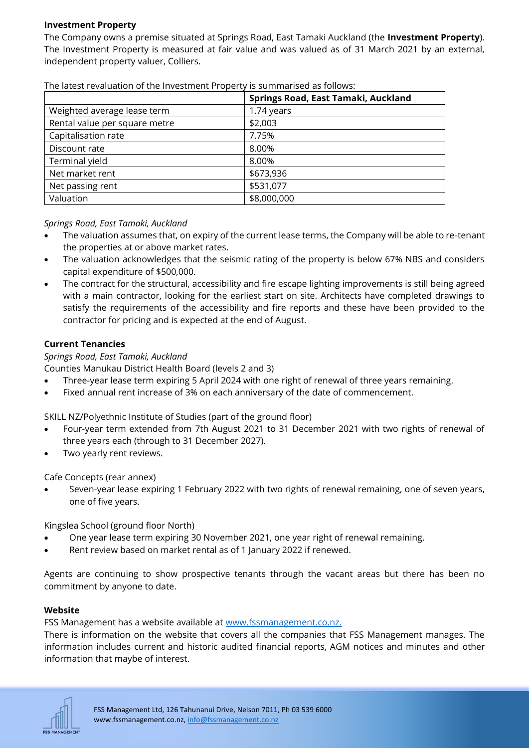**Investment Property**

The Company owns a premise situated at Springs Road, East Tamaki Auckland (the **Investment Property**). The Investment Property is measured at fair value and was valued as of 31 March 2021 by an external, independent property valuer, Colliers.

The latest revaluation of the Investment Property is summarised as follows:

| | Springs Road, East Tamaki, Auckland |
|---|---|
| Weighted average lease term | 1.74 years |
| Rental value per square metre | $2,003 |
| Capitalisation rate | 7.75% |
| Discount rate | 8.00% |
| Terminal yield | 8.00% |
| Net market rent | $673,936 |
| Net passing rent | $531,077 |
| Valuation | $8,000,000 |

*Springs Road, East Tamaki, Auckland*

- The valuation assumes that, on expiry of the current lease terms, the Company will be able to re-tenant the properties at or above market rates.
- The valuation acknowledges that the seismic rating of the property is below 67% NBS and considers capital expenditure of $500,000.
- The contract for the structural, accessibility and fire escape lighting improvements is still being agreed with a main contractor, looking for the earliest start on site. Architects have completed drawings to satisfy the requirements of the accessibility and fire reports and these have been provided to the contractor for pricing and is expected at the end of August.

**Current Tenancies**

*Springs Road, East Tamaki, Auckland*

Counties Manukau District Health Board (levels 2 and 3)

- Three-year lease term expiring 5 April 2024 with one right of renewal of three years remaining.
- Fixed annual rent increase of 3% on each anniversary of the date of commencement.

SKILL NZ/Polyethnic Institute of Studies (part of the ground floor)

- Four-year term extended from 7th August 2021 to 31 December 2021 with two rights of renewal of three years each (through to 31 December 2027).
- Two yearly rent reviews.

Cafe Concepts (rear annex)

- Seven-year lease expiring 1 February 2022 with two rights of renewal remaining, one of seven years, one of five years.

Kingslea School (ground floor North)

- One year lease term expiring 30 November 2021, one year right of renewal remaining.
- Rent review based on market rental as of 1 January 2022 if renewed.

Agents are continuing to show prospective tenants through the vacant areas but there has been no commitment by anyone to date.

**Website**

FSS Management has a website available at www.fssmanagement.co.nz.

There is information on the website that covers all the companies that FSS Management manages. The information includes current and historic audited financial reports, AGM notices and minutes and other information that maybe of interest.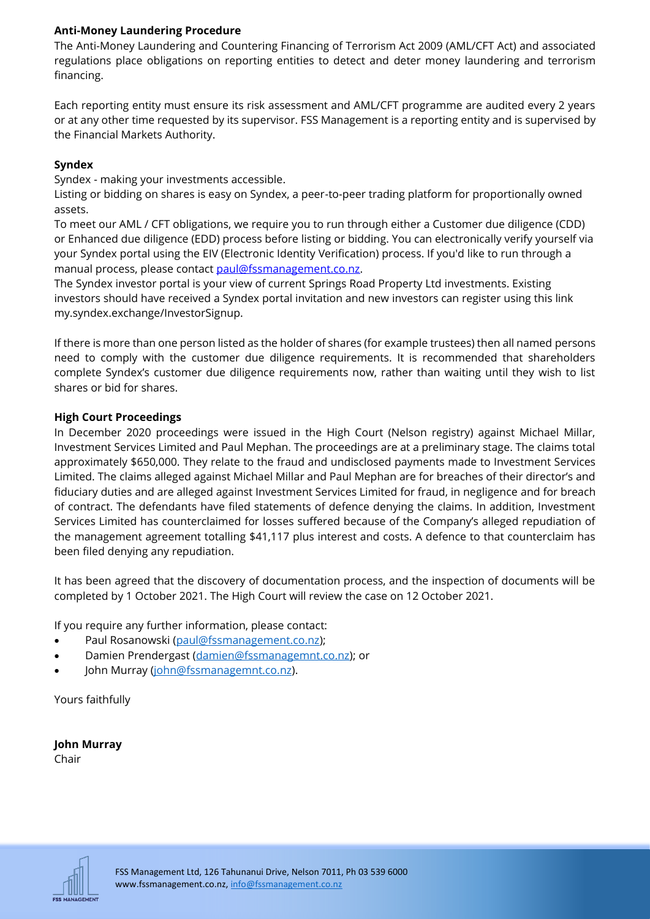**Anti-Money Laundering Procedure**

The Anti-Money Laundering and Countering Financing of Terrorism Act 2009 (AML/CFT Act) and associated regulations place obligations on reporting entities to detect and deter money laundering and terrorism financing.

Each reporting entity must ensure its risk assessment and AML/CFT programme are audited every 2 years or at any other time requested by its supervisor. FSS Management is a reporting entity and is supervised by the Financial Markets Authority.

**Syndex**

Syndex - making your investments accessible.

Listing or bidding on shares is easy on Syndex, a peer-to-peer trading platform for proportionally owned assets.

To meet our AML / CFT obligations, we require you to run through either a Customer due diligence (CDD) or Enhanced due diligence (EDD) process before listing or bidding. You can electronically verify yourself via your Syndex portal using the EIV (Electronic Identity Verification) process. If you'd like to run through a manual process, please contact paul@fssmanagement.co.nz.

The Syndex investor portal is your view of current Springs Road Property Ltd investments. Existing investors should have received a Syndex portal invitation and new investors can register using this link my.syndex.exchange/InvestorSignup.

If there is more than one person listed as the holder of shares (for example trustees) then all named persons need to comply with the customer due diligence requirements. It is recommended that shareholders complete Syndex's customer due diligence requirements now, rather than waiting until they wish to list shares or bid for shares.

**High Court Proceedings**

In December 2020 proceedings were issued in the High Court (Nelson registry) against Michael Millar, Investment Services Limited and Paul Mephan. The proceedings are at a preliminary stage. The claims total approximately $650,000. They relate to the fraud and undisclosed payments made to Investment Services Limited. The claims alleged against Michael Millar and Paul Mephan are for breaches of their director's and fiduciary duties and are alleged against Investment Services Limited for fraud, in negligence and for breach of contract. The defendants have filed statements of defence denying the claims. In addition, Investment Services Limited has counterclaimed for losses suffered because of the Company's alleged repudiation of the management agreement totalling $41,117 plus interest and costs. A defence to that counterclaim has been filed denying any repudiation.

It has been agreed that the discovery of documentation process, and the inspection of documents will be completed by 1 October 2021. The High Court will review the case on 12 October 2021.

If you require any further information, please contact:

- Paul Rosanowski (paul@fssmanagement.co.nz);
- Damien Prendergast (damien@fssmanagemnt.co.nz); or
- John Murray (john@fssmanagemnt.co.nz).

Yours faithfully

**John Murray**
Chair

FSS Management Ltd, 126 Tahunanui Drive, Nelson 7011, Ph 03 539 6000
www.fssmanagement.co.nz, info@fssmanagement.co.nz